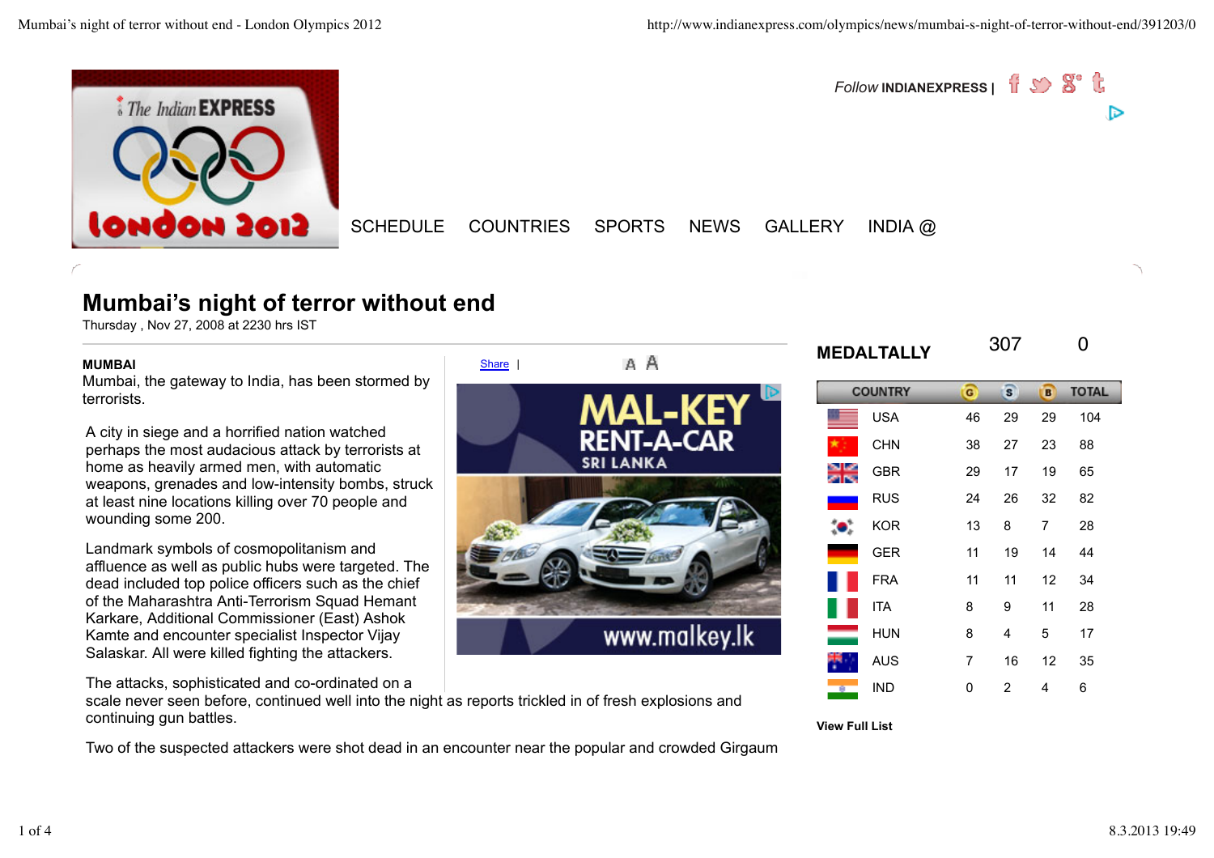SCHEDULE COUNTRIES SPORTS NEWS GALLERY INDIA @

Follow INDIANEXPRESS |

# Mumbai's night of terror without end

Thursday , Nov 27, 2008 at 2230 hrs IST

**MUMBAI**
Mumbai, the gateway to India, has been stormed by terrorists.

A city in siege and a horrified nation watched perhaps the most audacious attack by terrorists at home as heavily armed men, with automatic weapons, grenades and low-intensity bombs, struck at least nine locations killing over 70 people and wounding some 200.

Landmark symbols of cosmopolitanism and affluence as well as public hubs were targeted. The dead included top police officers such as the chief of the Maharashtra Anti-Terrorism Squad Hemant Karkare, Additional Commissioner (East) Ashok Kamte and encounter specialist Inspector Vijay Salaskar. All were killed fighting the attackers.

The attacks, sophisticated and co-ordinated on a scale never seen before, continued well into the night as reports trickled in of fresh explosions and continuing gun battles.

Two of the suspected attackers were shot dead in an encounter near the popular and crowded Girgaum

Share |

MAL-KEY RENT-A-CAR SRI LANKA www.malkey.lk

## MEDALTALLY

307 0

| COUNTRY | G | S | B | TOTAL |
|---|---|---|---|---|
| USA | 46 | 29 | 29 | 104 |
| CHN | 38 | 27 | 23 | 88 |
| GBR | 29 | 17 | 19 | 65 |
| RUS | 24 | 26 | 32 | 82 |
| KOR | 13 | 8 | 7 | 28 |
| GER | 11 | 19 | 14 | 44 |
| FRA | 11 | 11 | 12 | 34 |
| ITA | 8 | 9 | 11 | 28 |
| HUN | 8 | 4 | 5 | 17 |
| AUS | 7 | 16 | 12 | 35 |
| IND | 0 | 2 | 4 | 6 |

**View Full List**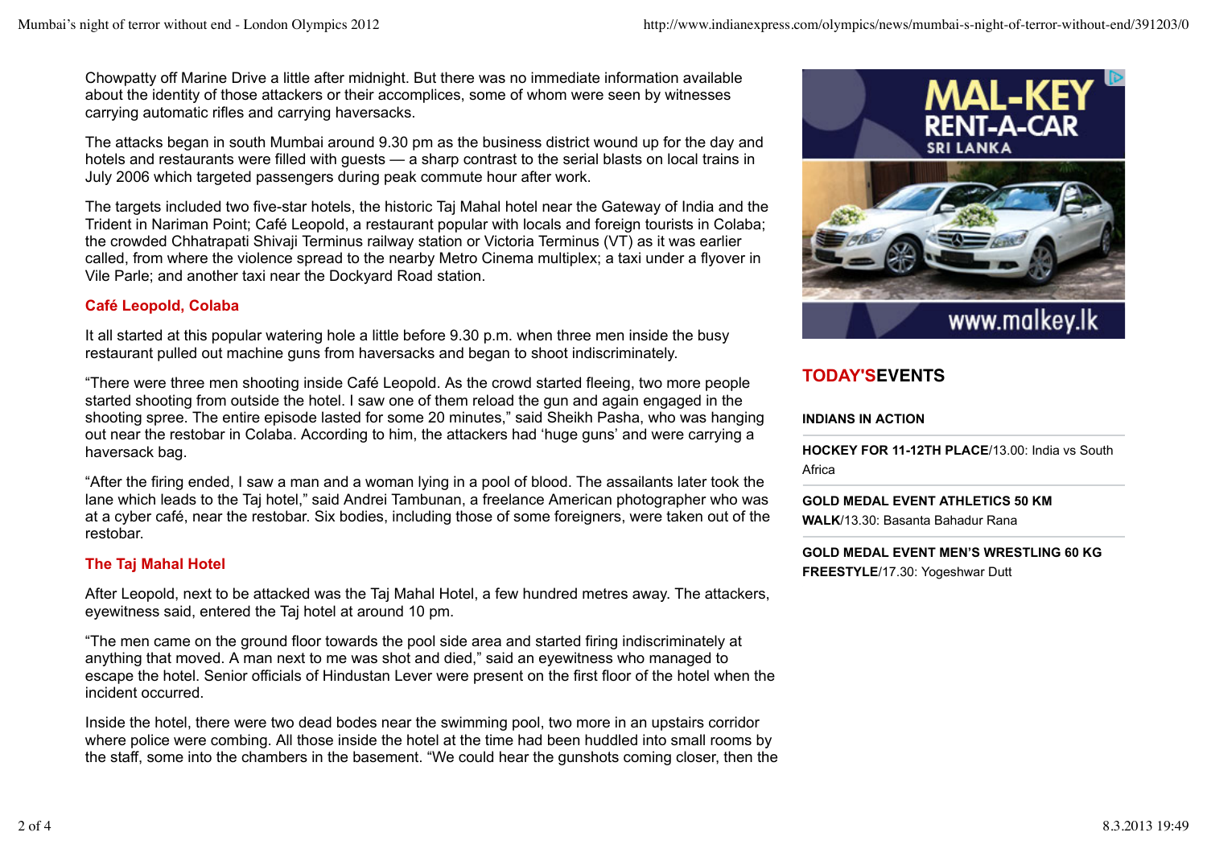Chowpatty off Marine Drive a little after midnight. But there was no immediate information available about the identity of those attackers or their accomplices, some of whom were seen by witnesses carrying automatic rifles and carrying haversacks.

The attacks began in south Mumbai around 9.30 pm as the business district wound up for the day and hotels and restaurants were filled with guests — a sharp contrast to the serial blasts on local trains in July 2006 which targeted passengers during peak commute hour after work.

The targets included two five-star hotels, the historic Taj Mahal hotel near the Gateway of India and the Trident in Nariman Point; Café Leopold, a restaurant popular with locals and foreign tourists in Colaba; the crowded Chhatrapati Shivaji Terminus railway station or Victoria Terminus (VT) as it was earlier called, from where the violence spread to the nearby Metro Cinema multiplex; a taxi under a flyover in Vile Parle; and another taxi near the Dockyard Road station.

### Café Leopold, Colaba

It all started at this popular watering hole a little before 9.30 p.m. when three men inside the busy restaurant pulled out machine guns from haversacks and began to shoot indiscriminately.

"There were three men shooting inside Café Leopold. As the crowd started fleeing, two more people started shooting from outside the hotel. I saw one of them reload the gun and again engaged in the shooting spree. The entire episode lasted for some 20 minutes," said Sheikh Pasha, who was hanging out near the restobar in Colaba. According to him, the attackers had 'huge guns' and were carrying a haversack bag.

"After the firing ended, I saw a man and a woman lying in a pool of blood. The assailants later took the lane which leads to the Taj hotel," said Andrei Tambunan, a freelance American photographer who was at a cyber café, near the restobar. Six bodies, including those of some foreigners, were taken out of the restobar.

### The Taj Mahal Hotel

After Leopold, next to be attacked was the Taj Mahal Hotel, a few hundred metres away. The attackers, eyewitness said, entered the Taj hotel at around 10 pm.

"The men came on the ground floor towards the pool side area and started firing indiscriminately at anything that moved. A man next to me was shot and died," said an eyewitness who managed to escape the hotel. Senior officials of Hindustan Lever were present on the first floor of the hotel when the incident occurred.

Inside the hotel, there were two dead bodes near the swimming pool, two more in an upstairs corridor where police were combing. All those inside the hotel at the time had been huddled into small rooms by the staff, some into the chambers in the basement. "We could hear the gunshots coming closer, then the

## TODAY'S EVENTS

**INDIANS IN ACTION**

**HOCKEY FOR 11-12TH PLACE**/13.00: India vs South Africa

**GOLD MEDAL EVENT ATHLETICS 50 KM WALK**/13.30: Basanta Bahadur Rana

**GOLD MEDAL EVENT MEN'S WRESTLING 60 KG FREESTYLE**/17.30: Yogeshwar Dutt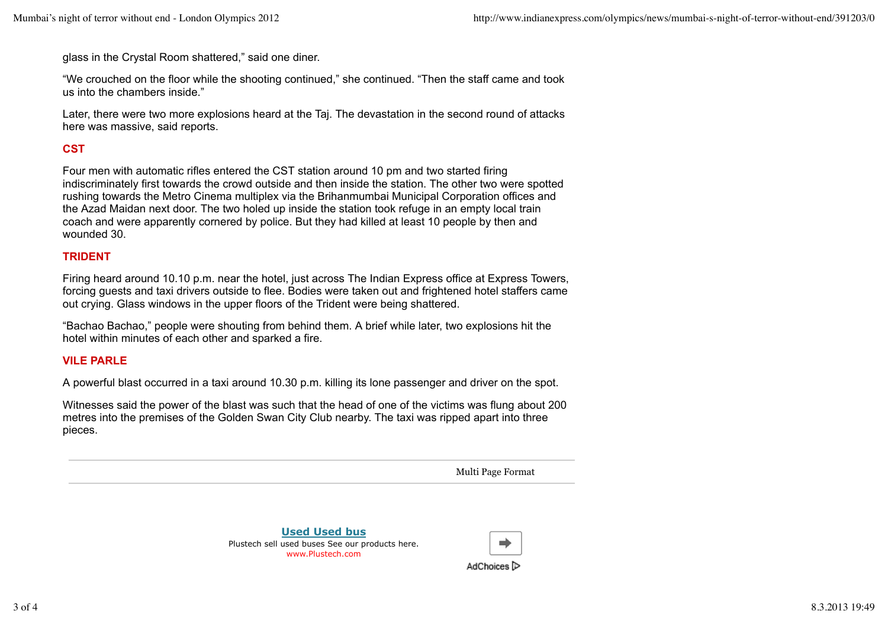glass in the Crystal Room shattered," said one diner.

"We crouched on the floor while the shooting continued," she continued. "Then the staff came and took us into the chambers inside."

Later, there were two more explosions heard at the Taj. The devastation in the second round of attacks here was massive, said reports.

### CST

Four men with automatic rifles entered the CST station around 10 pm and two started firing indiscriminately first towards the crowd outside and then inside the station. The other two were spotted rushing towards the Metro Cinema multiplex via the Brihanmumbai Municipal Corporation offices and the Azad Maidan next door. The two holed up inside the station took refuge in an empty local train coach and were apparently cornered by police. But they had killed at least 10 people by then and wounded 30.

### TRIDENT

Firing heard around 10.10 p.m. near the hotel, just across The Indian Express office at Express Towers, forcing guests and taxi drivers outside to flee. Bodies were taken out and frightened hotel staffers came out crying. Glass windows in the upper floors of the Trident were being shattered.

"Bachao Bachao," people were shouting from behind them. A brief while later, two explosions hit the hotel within minutes of each other and sparked a fire.

### VILE PARLE

A powerful blast occurred in a taxi around 10.30 p.m. killing its lone passenger and driver on the spot.

Witnesses said the power of the blast was such that the head of one of the victims was flung about 200 metres into the premises of the Golden Swan City Club nearby. The taxi was ripped apart into three pieces.

Multi Page Format

**Used Used bus**
Plustech sell used buses See our products here.
www.Plustech.com

AdChoices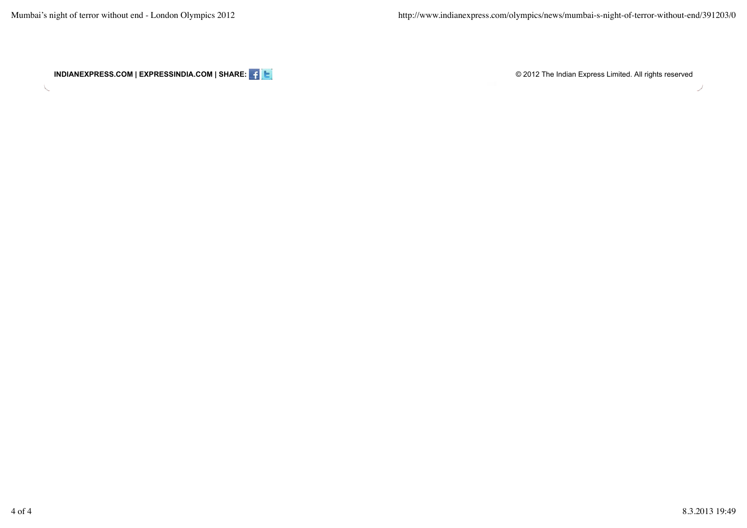**INDIANEXPRESS.COM | EXPRESSINDIA.COM | SHARE:**

© 2012 The Indian Express Limited. All rights reserved